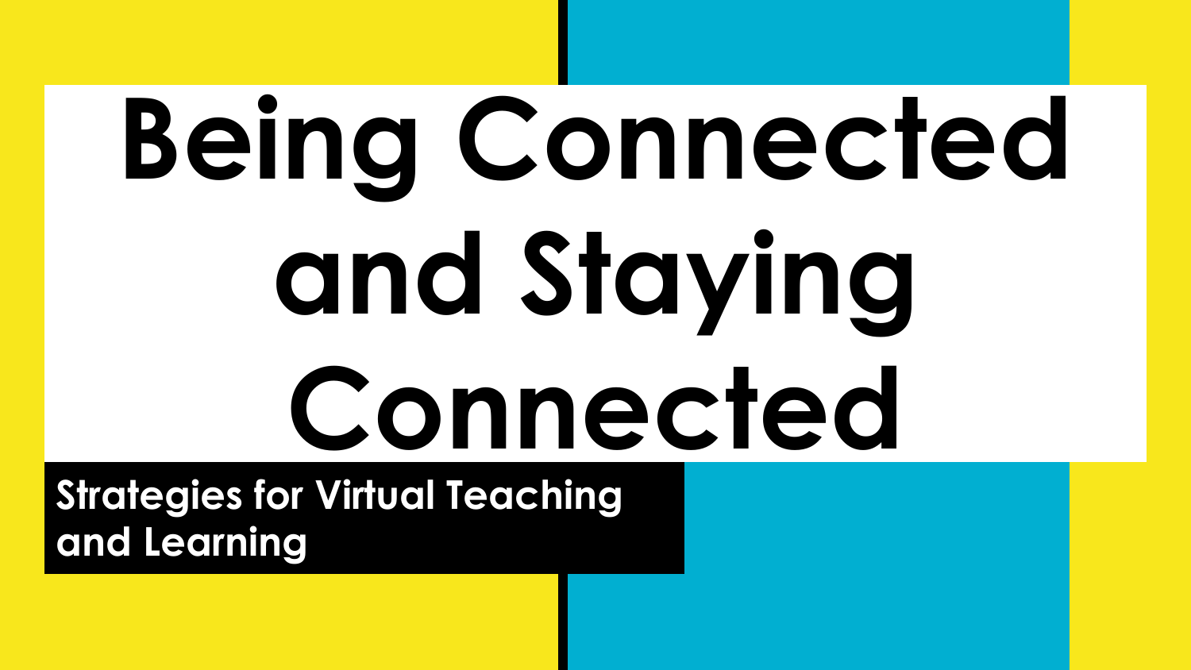# Being Connected and Staying Connected

## Strategies for Virtual Teaching and Learning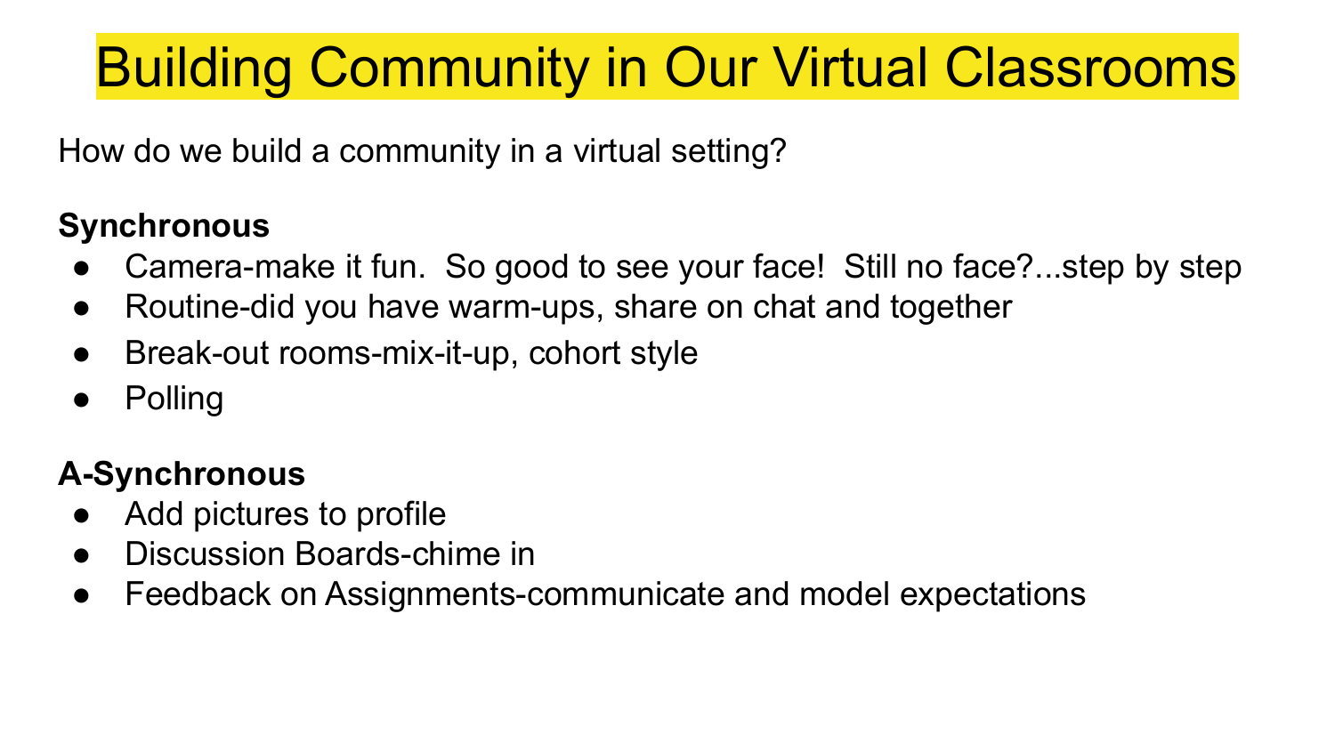# Building Community in Our Virtual Classrooms

How do we build a community in a virtual setting?

**Synchronous**

- Camera-make it fun.  So good to see your face!  Still no face?...step by step
- Routine-did you have warm-ups, share on chat and together
- Break-out rooms-mix-it-up, cohort style
- Polling

**A-Synchronous**

- Add pictures to profile
- Discussion Boards-chime in
- Feedback on Assignments-communicate and model expectations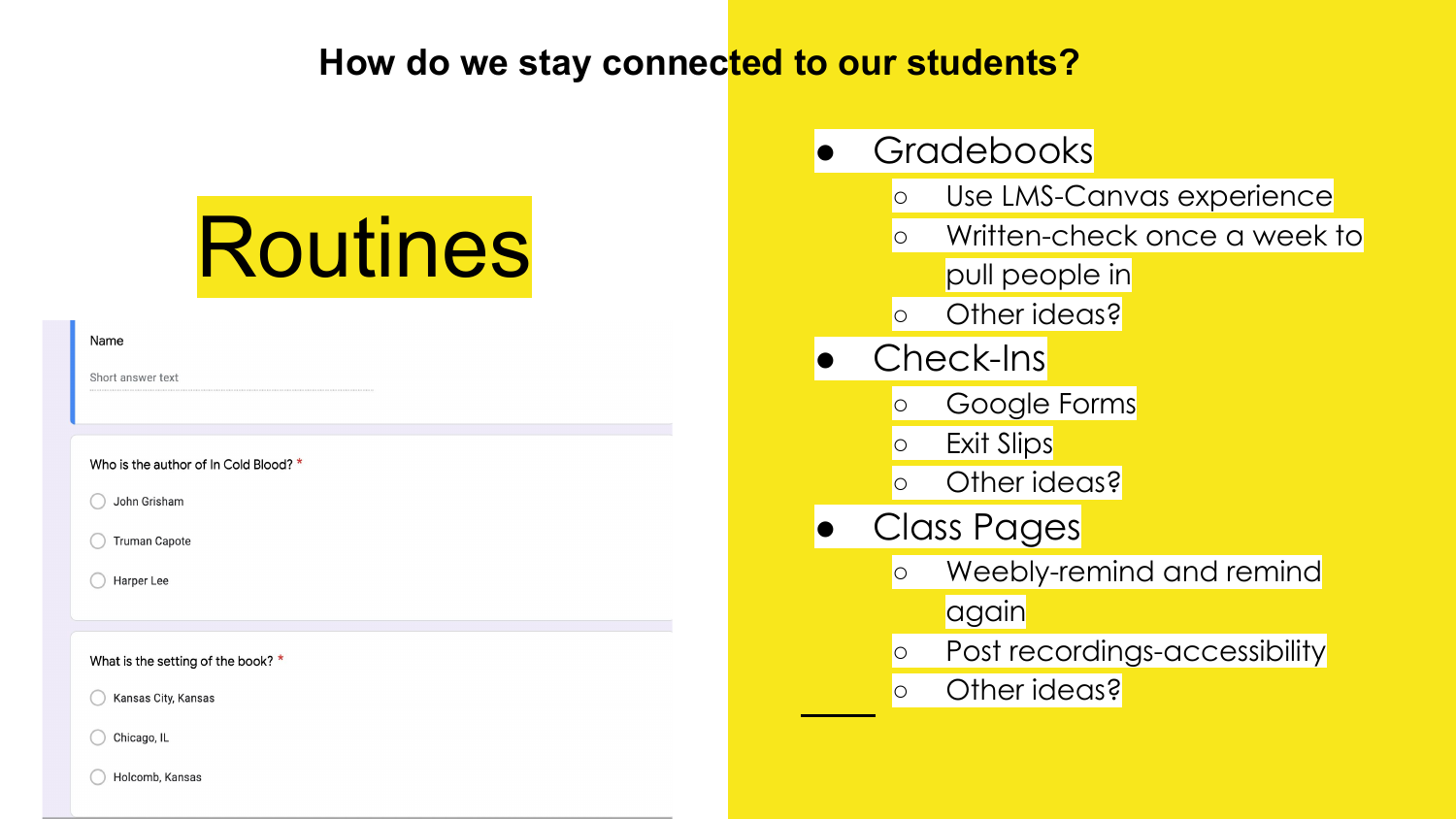# How do we stay connected to our students?

## Routines

Name

Short answer text

Who is the author of In Cold Blood? *

- John Grisham
- Truman Capote
- Harper Lee

What is the setting of the book? *

- Kansas City, Kansas
- Chicago, IL
- Holcomb, Kansas

- Gradebooks
  - Use LMS-Canvas experience
  - Written-check once a week to pull people in
  - Other ideas?
- Check-Ins
  - Google Forms
  - Exit Slips
  - Other ideas?
- Class Pages
  - Weebly-remind and remind again
  - Post recordings-accessibility
  - Other ideas?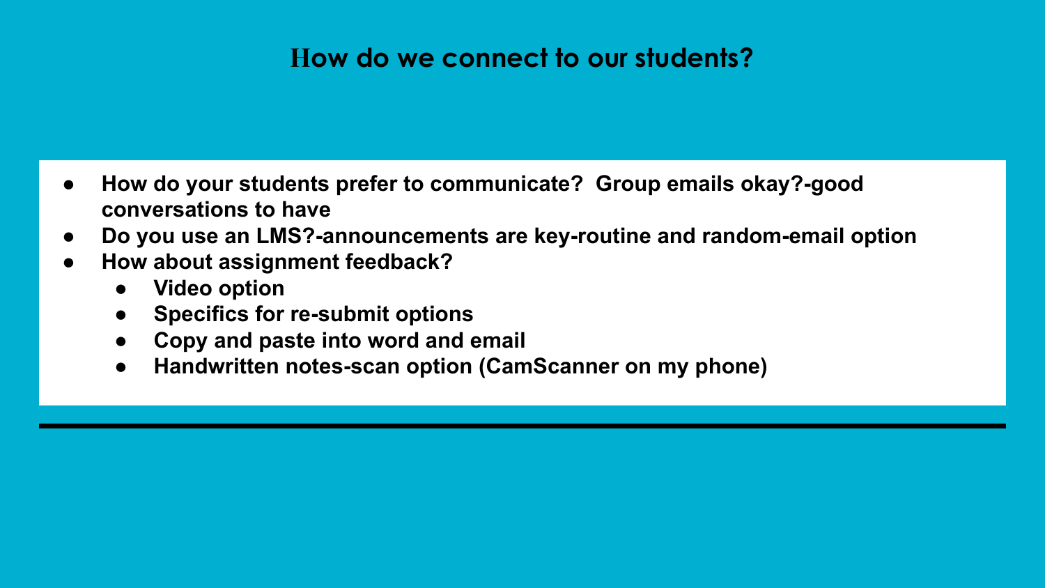# How do we connect to our students?

- **How do your students prefer to communicate? Group emails okay?-good conversations to have**
- **Do you use an LMS?-announcements are key-routine and random-email option**
- **How about assignment feedback?**
  - **Video option**
  - **Specifics for re-submit options**
  - **Copy and paste into word and email**
  - **Handwritten notes-scan option (CamScanner on my phone)**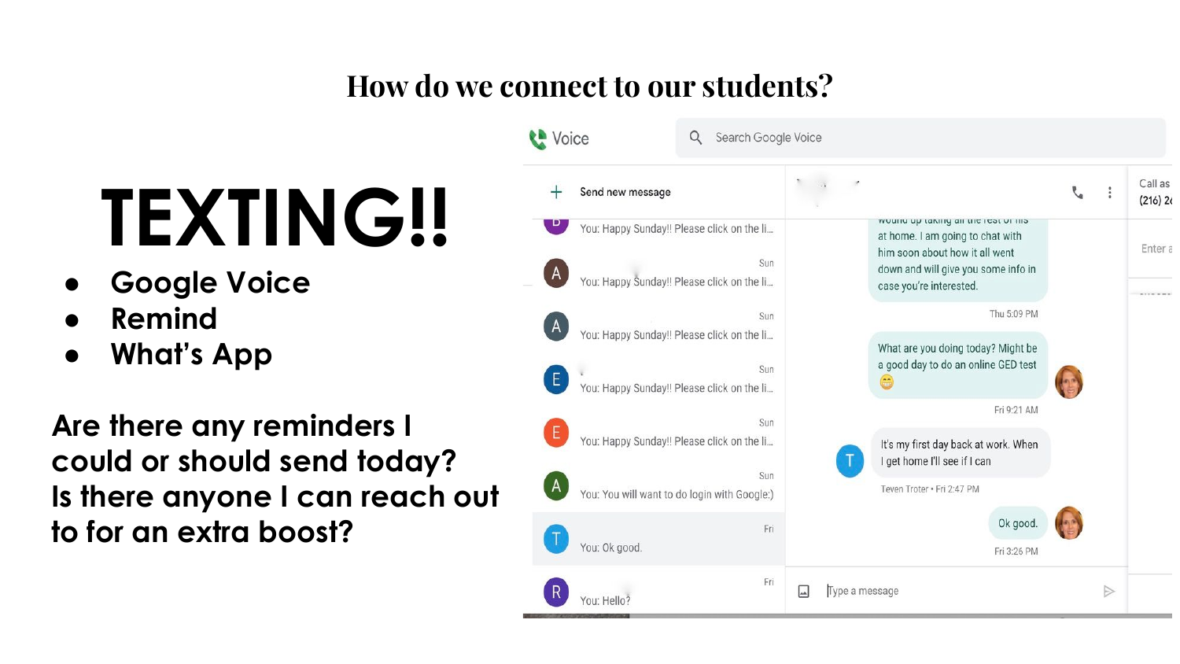# How do we connect to our students?

# TEXTING!!

- Google Voice
- Remind
- What's App

**Are there any reminders I could or should send today?**
**Is there anyone I can reach out to for an extra boost?**

Voice

Search Google Voice

Send new message

You: Happy Sunday!! Please click on the li...

Sun
You: Happy Sunday!! Please click on the li...

Sun
You: Happy Sunday!! Please click on the li...

Sun
You: Happy Sunday!! Please click on the li...

Sun
You: Happy Sunday!! Please click on the li...

Sun
You: You will want to do login with Google:)

Fri
You: Ok good.

Fri
You: Hello?

wound up taking all the rest of his at home. I am going to chat with him soon about how it all went down and will give you some info in case you're interested.

Thu 5:09 PM

What are you doing today? Might be a good day to do an online GED test 😁

Fri 9:21 AM

It's my first day back at work. When I get home I'll see if I can

Teven Troter • Fri 2:47 PM

Ok good.

Fri 3:26 PM

Type a message

Call as
(216) 2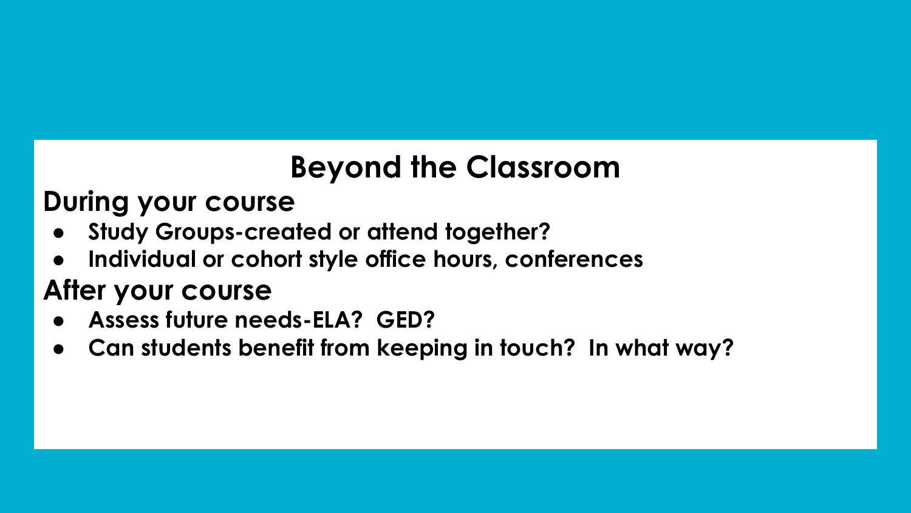# Beyond the Classroom

## During your course

- **Study Groups-created or attend together?**
- **Individual or cohort style office hours, conferences**

## After your course

- **Assess future needs-ELA? GED?**
- **Can students benefit from keeping in touch? In what way?**